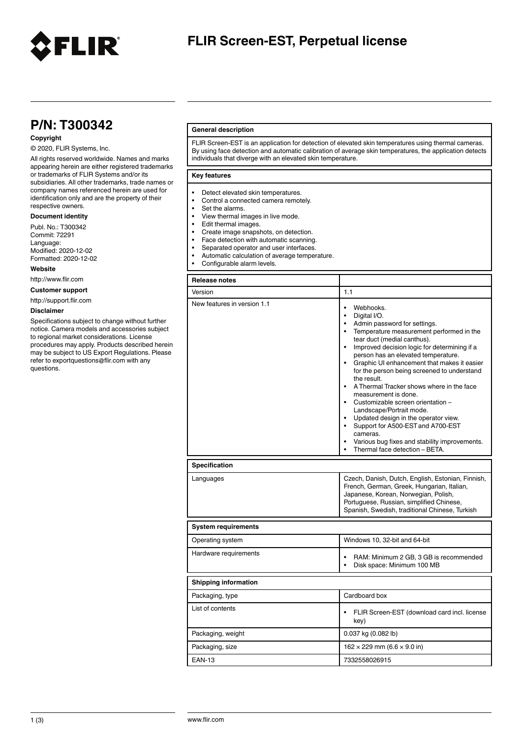# FLIR Screen-EST, Perpetual license

## P/N: T300342

**Copyright**

© 2020, FLIR Systems, Inc.

All rights reserved worldwide. Names and marks appearing herein are either registered trademarks or trademarks of FLIR Systems and/or its subsidiaries. All other trademarks, trade names or company names referenced herein are used for identification only and are the property of their respective owners.

**Document identity**

Publ. No.: T300342
Commit: 72291
Language:
Modified: 2020-12-02
Formatted: 2020-12-02

**Website**

http://www.flir.com

**Customer support**

http://support.flir.com

**Disclaimer**

Specifications subject to change without further notice. Camera models and accessories subject to regional market considerations. License procedures may apply. Products described herein may be subject to US Export Regulations. Please refer to exportquestions@flir.com with any questions.

**General description**

FLIR Screen-EST is an application for detection of elevated skin temperatures using thermal cameras. By using face detection and automatic calibration of average skin temperatures, the application detects individuals that diverge with an elevated skin temperature.

**Key features**

- Detect elevated skin temperatures.
- Control a connected camera remotely.
- Set the alarms.
- View thermal images in live mode.
- Edit thermal images.
- Create image snapshots, on detection.
- Face detection with automatic scanning.
- Separated operator and user interfaces.
- Automatic calculation of average temperature.
- Configurable alarm levels.

| Release notes | |
|---|---|
| Version | 1.1 |
| New features in version 1.1 | • Webhooks.<br>• Digital I/O.<br>• Admin password for settings.<br>• Temperature measurement performed in the tear duct (medial canthus).<br>• Improved decision logic for determining if a person has an elevated temperature.<br>• Graphic UI enhancement that makes it easier for the person being screened to understand the result.<br>• A Thermal Tracker shows where in the face measurement is done.<br>• Customizable screen orientation – Landscape/Portrait mode.<br>• Updated design in the operator view.<br>• Support for A500-EST and A700-EST cameras.<br>• Various bug fixes and stability improvements.<br>• Thermal face detection – BETA. |

| Specification | |
|---|---|
| Languages | Czech, Danish, Dutch, English, Estonian, Finnish, French, German, Greek, Hungarian, Italian, Japanese, Korean, Norwegian, Polish, Portuguese, Russian, simplified Chinese, Spanish, Swedish, traditional Chinese, Turkish |

| System requirements | |
|---|---|
| Operating system | Windows 10, 32-bit and 64-bit |
| Hardware requirements | • RAM: Minimum 2 GB, 3 GB is recommended<br>• Disk space: Minimum 100 MB |

| Shipping information | |
|---|---|
| Packaging, type | Cardboard box |
| List of contents | • FLIR Screen-EST (download card incl. license key) |
| Packaging, weight | 0.037 kg (0.082 lb) |
| Packaging, size | 162 × 229 mm (6.6 × 9.0 in) |
| EAN-13 | 7332558026915 |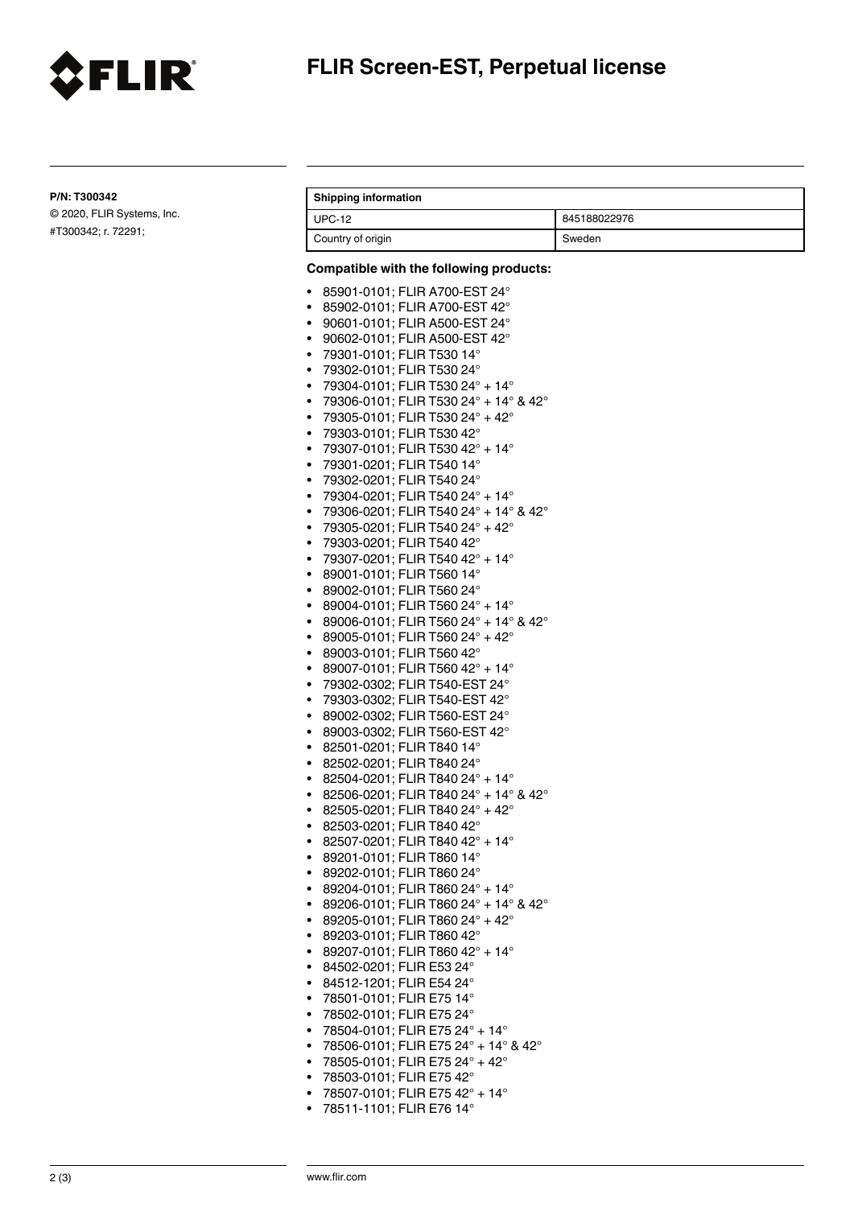# FLIR Screen-EST, Perpetual license

**P/N: T300342**

© 2020, FLIR Systems, Inc.
#T300342; r. 72291;

| Shipping information | |
|---|---|
| UPC-12 | 845188022976 |
| Country of origin | Sweden |

**Compatible with the following products:**

- 85901-0101; FLIR A700-EST 24°
- 85902-0101; FLIR A700-EST 42°
- 90601-0101; FLIR A500-EST 24°
- 90602-0101; FLIR A500-EST 42°
- 79301-0101; FLIR T530 14°
- 79302-0101; FLIR T530 24°
- 79304-0101; FLIR T530 24° + 14°
- 79306-0101; FLIR T530 24° + 14° & 42°
- 79305-0101; FLIR T530 24° + 42°
- 79303-0101; FLIR T530 42°
- 79307-0101; FLIR T530 42° + 14°
- 79301-0201; FLIR T540 14°
- 79302-0201; FLIR T540 24°
- 79304-0201; FLIR T540 24° + 14°
- 79306-0201; FLIR T540 24° + 14° & 42°
- 79305-0201; FLIR T540 24° + 42°
- 79303-0201; FLIR T540 42°
- 79307-0201; FLIR T540 42° + 14°
- 89001-0101; FLIR T560 14°
- 89002-0101; FLIR T560 24°
- 89004-0101; FLIR T560 24° + 14°
- 89006-0101; FLIR T560 24° + 14° & 42°
- 89005-0101; FLIR T560 24° + 42°
- 89003-0101; FLIR T560 42°
- 89007-0101; FLIR T560 42° + 14°
- 79302-0302; FLIR T540-EST 24°
- 79303-0302; FLIR T540-EST 42°
- 89002-0302; FLIR T560-EST 24°
- 89003-0302; FLIR T560-EST 42°
- 82501-0201; FLIR T840 14°
- 82502-0201; FLIR T840 24°
- 82504-0201; FLIR T840 24° + 14°
- 82506-0201; FLIR T840 24° + 14° & 42°
- 82505-0201; FLIR T840 24° + 42°
- 82503-0201; FLIR T840 42°
- 82507-0201; FLIR T840 42° + 14°
- 89201-0101; FLIR T860 14°
- 89202-0101; FLIR T860 24°
- 89204-0101; FLIR T860 24° + 14°
- 89206-0101; FLIR T860 24° + 14° & 42°
- 89205-0101; FLIR T860 24° + 42°
- 89203-0101; FLIR T860 42°
- 89207-0101; FLIR T860 42° + 14°
- 84502-0201; FLIR E53 24°
- 84512-1201; FLIR E54 24°
- 78501-0101; FLIR E75 14°
- 78502-0101; FLIR E75 24°
- 78504-0101; FLIR E75 24° + 14°
- 78506-0101; FLIR E75 24° + 14° & 42°
- 78505-0101; FLIR E75 24° + 42°
- 78503-0101; FLIR E75 42°
- 78507-0101; FLIR E75 42° + 14°
- 78511-1101; FLIR E76 14°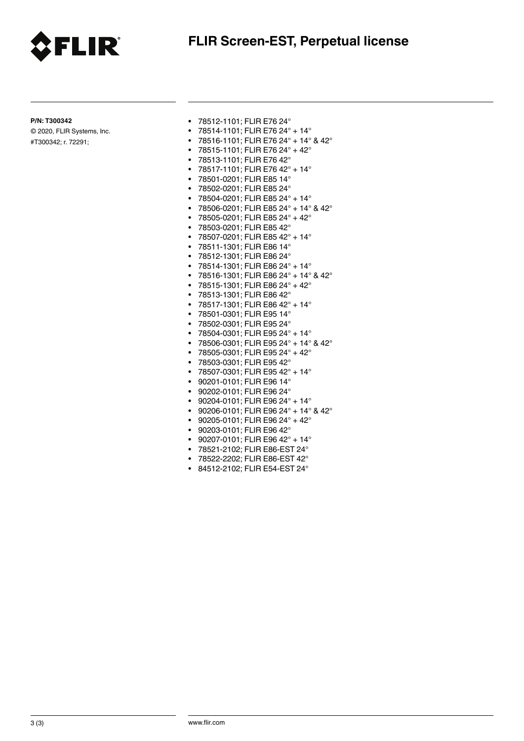**P/N: T300342**

© 2020, FLIR Systems, Inc.

#T300342; r. 72291;

- 78512-1101; FLIR E76 24°
- 78514-1101; FLIR E76 24° + 14°
- 78516-1101; FLIR E76 24° + 14° & 42°
- 78515-1101; FLIR E76 24° + 42°
- 78513-1101; FLIR E76 42°
- 78517-1101; FLIR E76 42° + 14°
- 78501-0201; FLIR E85 14°
- 78502-0201; FLIR E85 24°
- 78504-0201; FLIR E85 24° + 14°
- 78506-0201; FLIR E85 24° + 14° & 42°
- 78505-0201; FLIR E85 24° + 42°
- 78503-0201; FLIR E85 42°
- 78507-0201; FLIR E85 42° + 14°
- 78511-1301; FLIR E86 14°
- 78512-1301; FLIR E86 24°
- 78514-1301; FLIR E86 24° + 14°
- 78516-1301; FLIR E86 24° + 14° & 42°
- 78515-1301; FLIR E86 24° + 42°
- 78513-1301; FLIR E86 42°
- 78517-1301; FLIR E86 42° + 14°
- 78501-0301; FLIR E95 14°
- 78502-0301; FLIR E95 24°
- 78504-0301; FLIR E95 24° + 14°
- 78506-0301; FLIR E95 24° + 14° & 42°
- 78505-0301; FLIR E95 24° + 42°
- 78503-0301; FLIR E95 42°
- 78507-0301; FLIR E95 42° + 14°
- 90201-0101; FLIR E96 14°
- 90202-0101; FLIR E96 24°
- 90204-0101; FLIR E96 24° + 14°
- 90206-0101; FLIR E96 24° + 14° & 42°
- 90205-0101; FLIR E96 24° + 42°
- 90203-0101; FLIR E96 42°
- 90207-0101; FLIR E96 42° + 14°
- 78521-2102; FLIR E86-EST 24°
- 78522-2202; FLIR E86-EST 42°
- 84512-2102; FLIR E54-EST 24°